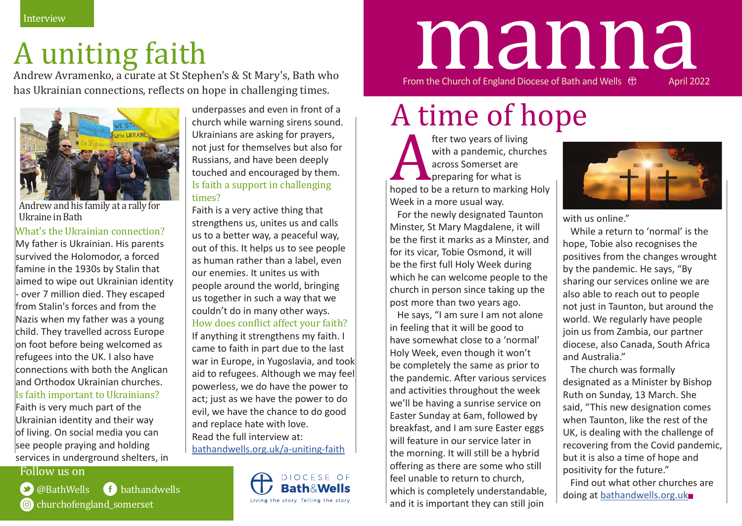Interview

# A uniting faith

Andrew Avramenko, a curate at St Stephen's & St Mary's, Bath who has Ukrainian connections, reflects on hope in challenging times.

Andrew and his family at a rally for Ukraine in Bath

### What's the Ukrainian connection?

My father is Ukrainian. His parents survived the Holomodor, a forced famine in the 1930s by Stalin that aimed to wipe out Ukrainian identity - over 7 million died. They escaped from Stalin's forces and from the Nazis when my father was a young child. They travelled across Europe on foot before being welcomed as refugees into the UK. I also have connections with both the Anglican and Orthodox Ukrainian churches.

### Is faith important to Ukrainians?

Faith is very much part of the Ukrainian identity and their way of living. On social media you can see people praying and holding services in underground shelters, in underpasses and even in front of a church while warning sirens sound. Ukrainians are asking for prayers, not just for themselves but also for Russians, and have been deeply touched and encouraged by them.

### Is faith a support in challenging times?

Faith is a very active thing that strengthens us, unites us and calls us to a better way, a peaceful way, out of this. It helps us to see people as human rather than a label, even our enemies. It unites us with people around the world, bringing us together in such a way that we couldn't do in many other ways.

### How does conflict affect your faith?

If anything it strengthens my faith. I came to faith in part due to the last war in Europe, in Yugoslavia, and took aid to refugees. Although we may feel powerless, we do have the power to act; just as we have the power to do evil, we have the chance to do good and replace hate with love.

Read the full interview at: bathandwells.org.uk/a-uniting-faith

Follow us on

@BathWells bathandwells churchofengland_somerset

DIOCESE OF Bath&Wells
Living the story. Telling the story.

# manna

From the Church of England Diocese of Bath and Wells April 2022

# A time of hope

After two years of living with a pandemic, churches across Somerset are preparing for what is hoped to be a return to marking Holy Week in a more usual way.

For the newly designated Taunton Minster, St Mary Magdalene, it will be the first it marks as a Minster, and for its vicar, Tobie Osmond, it will be the first full Holy Week during which he can welcome people to the church in person since taking up the post more than two years ago.

He says, "I am sure I am not alone in feeling that it will be good to have somewhat close to a 'normal' Holy Week, even though it won't be completely the same as prior to the pandemic. After various services and activities throughout the week we'll be having a sunrise service on Easter Sunday at 6am, followed by breakfast, and I am sure Easter eggs will feature in our service later in the morning. It will still be a hybrid offering as there are some who still feel unable to return to church, which is completely understandable, and it is important they can still join with us online."

While a return to 'normal' is the hope, Tobie also recognises the positives from the changes wrought by the pandemic. He says, "By sharing our services online we are also able to reach out to people not just in Taunton, but around the world. We regularly have people join us from Zambia, our partner diocese, also Canada, South Africa and Australia."

The church was formally designated as a Minister by Bishop Ruth on Sunday, 13 March. She said, "This new designation comes when Taunton, like the rest of the UK, is dealing with the challenge of recovering from the Covid pandemic, but it is also a time of hope and positivity for the future."

Find out what other churches are doing at bathandwells.org.uk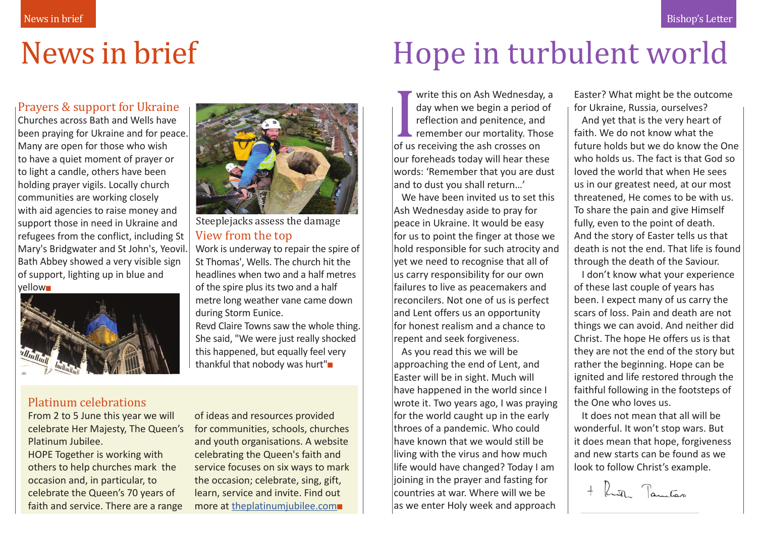# News in brief

## Prayers & support for Ukraine

Churches across Bath and Wells have been praying for Ukraine and for peace. Many are open for those who wish to have a quiet moment of prayer or to light a candle, others have been holding prayer vigils. Locally church communities are working closely with aid agencies to raise money and support those in need in Ukraine and refugees from the conflict, including St Mary's Bridgwater and St John's, Yeovil. Bath Abbey showed a very visible sign of support, lighting up in blue and yellow■

Steeplejacks assess the damage

## View from the top

Work is underway to repair the spire of St Thomas', Wells. The church hit the headlines when two and a half metres of the spire plus its two and a half metre long weather vane came down during Storm Eunice.

Revd Claire Towns saw the whole thing. She said, "We were just really shocked this happened, but equally feel very thankful that nobody was hurt"■

## Platinum celebrations

From 2 to 5 June this year we will celebrate Her Majesty, The Queen's Platinum Jubilee.

HOPE Together is working with others to help churches mark the occasion and, in particular, to celebrate the Queen's 70 years of faith and service. There are a range of ideas and resources provided for communities, schools, churches and youth organisations. A website celebrating the Queen's faith and service focuses on six ways to mark the occasion; celebrate, sing, gift, learn, service and invite. Find out more at theplatinumjubilee.com■

# Hope in turbulent world

I write this on Ash Wednesday, a day when we begin a period of reflection and penitence, and remember our mortality. Those of us receiving the ash crosses on our foreheads today will hear these words: 'Remember that you are dust and to dust you shall return…'

We have been invited us to set this Ash Wednesday aside to pray for peace in Ukraine. It would be easy for us to point the finger at those we hold responsible for such atrocity and yet we need to recognise that all of us carry responsibility for our own failures to live as peacemakers and reconcilers. Not one of us is perfect and Lent offers us an opportunity for honest realism and a chance to repent and seek forgiveness.

As you read this we will be approaching the end of Lent, and Easter will be in sight. Much will have happened in the world since I wrote it. Two years ago, I was praying for the world caught up in the early throes of a pandemic. Who could have known that we would still be living with the virus and how much life would have changed? Today I am joining in the prayer and fasting for countries at war. Where will we be as we enter Holy week and approach Easter? What might be the outcome for Ukraine, Russia, ourselves?

And yet that is the very heart of faith. We do not know what the future holds but we do know the One who holds us. The fact is that God so loved the world that when He sees us in our greatest need, at our most threatened, He comes to be with us. To share the pain and give Himself fully, even to the point of death. And the story of Easter tells us that death is not the end. That life is found through the death of the Saviour.

I don't know what your experience of these last couple of years has been. I expect many of us carry the scars of loss. Pain and death are not things we can avoid. And neither did Christ. The hope He offers us is that they are not the end of the story but rather the beginning. Hope can be ignited and life restored through the faithful following in the footsteps of the One who loves us.

It does not mean that all will be wonderful. It won't stop wars. But it does mean that hope, forgiveness and new starts can be found as we look to follow Christ's example.

+ Ruth Taunton